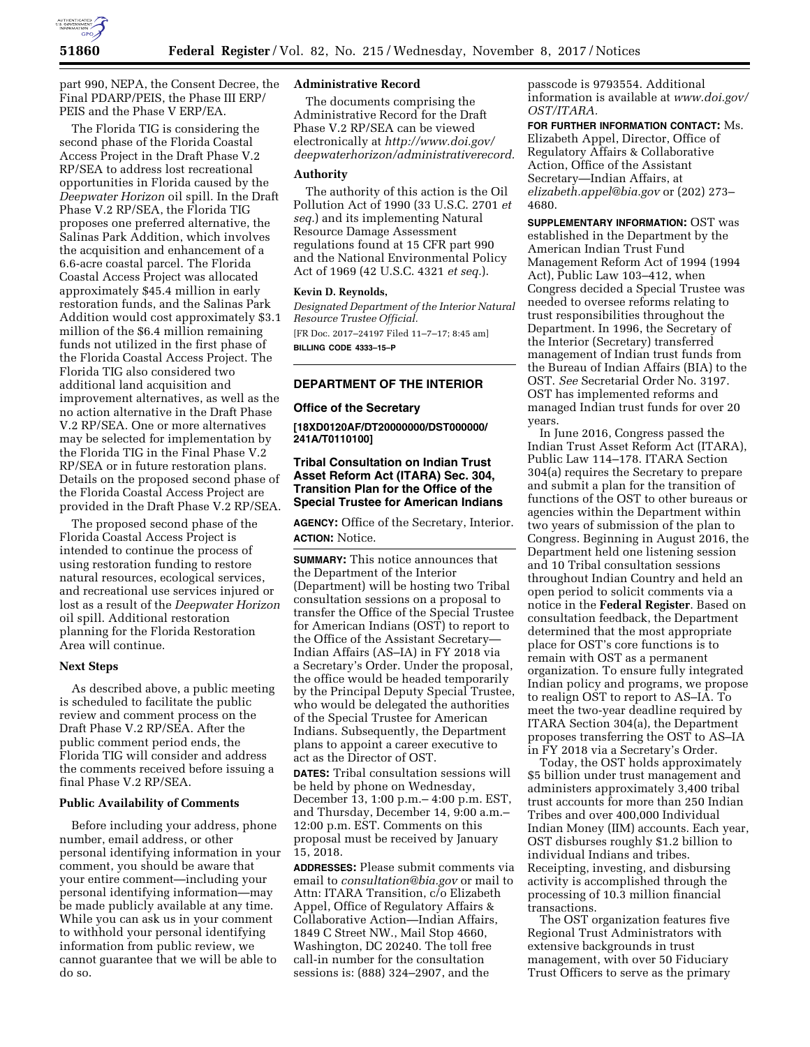part 990, NEPA, the Consent Decree, the Final PDARP/PEIS, the Phase III ERP/PEIS and the Phase V ERP/EA.

The Florida TIG is considering the second phase of the Florida Coastal Access Project in the Draft Phase V.2 RP/SEA to address lost recreational opportunities in Florida caused by the *Deepwater Horizon* oil spill. In the Draft Phase V.2 RP/SEA, the Florida TIG proposes one preferred alternative, the Salinas Park Addition, which involves the acquisition and enhancement of a 6.6-acre coastal parcel. The Florida Coastal Access Project was allocated approximately $45.4 million in early restoration funds, and the Salinas Park Addition would cost approximately $3.1 million of the $6.4 million remaining funds not utilized in the first phase of the Florida Coastal Access Project. The Florida TIG also considered two additional land acquisition and improvement alternatives, as well as the no action alternative in the Draft Phase V.2 RP/SEA. One or more alternatives may be selected for implementation by the Florida TIG in the Final Phase V.2 RP/SEA or in future restoration plans. Details on the proposed second phase of the Florida Coastal Access Project are provided in the Draft Phase V.2 RP/SEA.

The proposed second phase of the Florida Coastal Access Project is intended to continue the process of using restoration funding to restore natural resources, ecological services, and recreational use services injured or lost as a result of the *Deepwater Horizon* oil spill. Additional restoration planning for the Florida Restoration Area will continue.

**Next Steps**

As described above, a public meeting is scheduled to facilitate the public review and comment process on the Draft Phase V.2 RP/SEA. After the public comment period ends, the Florida TIG will consider and address the comments received before issuing a final Phase V.2 RP/SEA.

**Public Availability of Comments**

Before including your address, phone number, email address, or other personal identifying information in your comment, you should be aware that your entire comment—including your personal identifying information—may be made publicly available at any time. While you can ask us in your comment to withhold your personal identifying information from public review, we cannot guarantee that we will be able to do so.

**Administrative Record**

The documents comprising the Administrative Record for the Draft Phase V.2 RP/SEA can be viewed electronically at *http://www.doi.gov/deepwaterhorizon/administrativerecord.*

**Authority**

The authority of this action is the Oil Pollution Act of 1990 (33 U.S.C. 2701 *et seq.*) and its implementing Natural Resource Damage Assessment regulations found at 15 CFR part 990 and the National Environmental Policy Act of 1969 (42 U.S.C. 4321 *et seq.*).

**Kevin D. Reynolds,**

*Designated Department of the Interior Natural Resource Trustee Official.*

[FR Doc. 2017–24197 Filed 11–7–17; 8:45 am]

**BILLING CODE 4333–15–P**

## DEPARTMENT OF THE INTERIOR

### Office of the Secretary

**[18XD0120AF/DT20000000/DST000000/241A/T0110100]**

### Tribal Consultation on Indian Trust Asset Reform Act (ITARA) Sec. 304, Transition Plan for the Office of the Special Trustee for American Indians

**AGENCY:** Office of the Secretary, Interior.

**ACTION:** Notice.

**SUMMARY:** This notice announces that the Department of the Interior (Department) will be hosting two Tribal consultation sessions on a proposal to transfer the Office of the Special Trustee for American Indians (OST) to report to the Office of the Assistant Secretary—Indian Affairs (AS–IA) in FY 2018 via a Secretary's Order. Under the proposal, the office would be headed temporarily by the Principal Deputy Special Trustee, who would be delegated the authorities of the Special Trustee for American Indians. Subsequently, the Department plans to appoint a career executive to act as the Director of OST.

**DATES:** Tribal consultation sessions will be held by phone on Wednesday, December 13, 1:00 p.m.– 4:00 p.m. EST, and Thursday, December 14, 9:00 a.m.– 12:00 p.m. EST. Comments on this proposal must be received by January 15, 2018.

**ADDRESSES:** Please submit comments via email to *consultation@bia.gov* or mail to Attn: ITARA Transition, c/o Elizabeth Appel, Office of Regulatory Affairs & Collaborative Action—Indian Affairs, 1849 C Street NW., Mail Stop 4660, Washington, DC 20240. The toll free call-in number for the consultation sessions is: (888) 324–2907, and the passcode is 9793554. Additional information is available at *www.doi.gov/OST/ITARA.*

**FOR FURTHER INFORMATION CONTACT:** Ms. Elizabeth Appel, Director, Office of Regulatory Affairs & Collaborative Action, Office of the Assistant Secretary—Indian Affairs, at *elizabeth.appel@bia.gov* or (202) 273–4680.

**SUPPLEMENTARY INFORMATION:** OST was established in the Department by the American Indian Trust Fund Management Reform Act of 1994 (1994 Act), Public Law 103–412, when Congress decided a Special Trustee was needed to oversee reforms relating to trust responsibilities throughout the Department. In 1996, the Secretary of the Interior (Secretary) transferred management of Indian trust funds from the Bureau of Indian Affairs (BIA) to the OST. *See* Secretarial Order No. 3197. OST has implemented reforms and managed Indian trust funds for over 20 years.

In June 2016, Congress passed the Indian Trust Asset Reform Act (ITARA), Public Law 114–178. ITARA Section 304(a) requires the Secretary to prepare and submit a plan for the transition of functions of the OST to other bureaus or agencies within the Department within two years of submission of the plan to Congress. Beginning in August 2016, the Department held one listening session and 10 Tribal consultation sessions throughout Indian Country and held an open period to solicit comments via a notice in the **Federal Register**. Based on consultation feedback, the Department determined that the most appropriate place for OST's core functions is to remain with OST as a permanent organization. To ensure fully integrated Indian policy and programs, we propose to realign OST to report to AS–IA. To meet the two-year deadline required by ITARA Section 304(a), the Department proposes transferring the OST to AS–IA in FY 2018 via a Secretary's Order.

Today, the OST holds approximately $5 billion under trust management and administers approximately 3,400 tribal trust accounts for more than 250 Indian Tribes and over 400,000 Individual Indian Money (IIM) accounts. Each year, OST disburses roughly $1.2 billion to individual Indians and tribes. Receipting, investing, and disbursing activity is accomplished through the processing of 10.3 million financial transactions.

The OST organization features five Regional Trust Administrators with extensive backgrounds in trust management, with over 50 Fiduciary Trust Officers to serve as the primary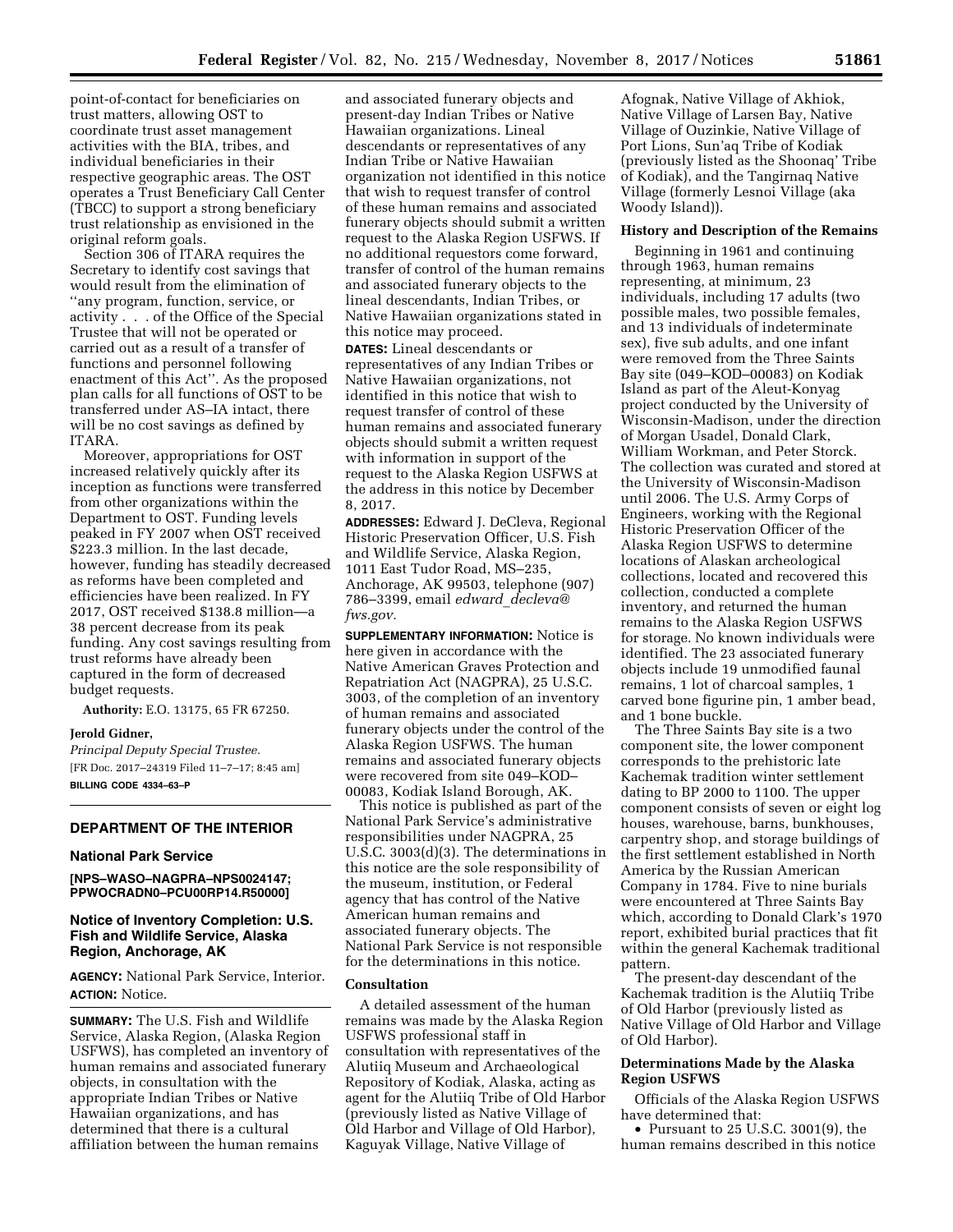point-of-contact for beneficiaries on trust matters, allowing OST to coordinate trust asset management activities with the BIA, tribes, and individual beneficiaries in their respective geographic areas. The OST operates a Trust Beneficiary Call Center (TBCC) to support a strong beneficiary trust relationship as envisioned in the original reform goals.

Section 306 of ITARA requires the Secretary to identify cost savings that would result from the elimination of ''any program, function, service, or activity . . . of the Office of the Special Trustee that will not be operated or carried out as a result of a transfer of functions and personnel following enactment of this Act''. As the proposed plan calls for all functions of OST to be transferred under AS–IA intact, there will be no cost savings as defined by ITARA.

Moreover, appropriations for OST increased relatively quickly after its inception as functions were transferred from other organizations within the Department to OST. Funding levels peaked in FY 2007 when OST received $223.3 million. In the last decade, however, funding has steadily decreased as reforms have been completed and efficiencies have been realized. In FY 2017, OST received $138.8 million—a 38 percent decrease from its peak funding. Any cost savings resulting from trust reforms have already been captured in the form of decreased budget requests.

**Authority:** E.O. 13175, 65 FR 67250.

**Jerold Gidner,**

*Principal Deputy Special Trustee.*

[FR Doc. 2017–24319 Filed 11–7–17; 8:45 am]

**BILLING CODE 4334–63–P**

## DEPARTMENT OF THE INTERIOR

### National Park Service

**[NPS–WASO–NAGPRA–NPS0024147; PPWOCRADN0–PCU00RP14.R50000]**

### Notice of Inventory Completion: U.S. Fish and Wildlife Service, Alaska Region, Anchorage, AK

**AGENCY:** National Park Service, Interior.

**ACTION:** Notice.

**SUMMARY:** The U.S. Fish and Wildlife Service, Alaska Region, (Alaska Region USFWS), has completed an inventory of human remains and associated funerary objects, in consultation with the appropriate Indian Tribes or Native Hawaiian organizations, and has determined that there is a cultural affiliation between the human remains and associated funerary objects and present-day Indian Tribes or Native Hawaiian organizations. Lineal descendants or representatives of any Indian Tribe or Native Hawaiian organization not identified in this notice that wish to request transfer of control of these human remains and associated funerary objects should submit a written request to the Alaska Region USFWS. If no additional requestors come forward, transfer of control of the human remains and associated funerary objects to the lineal descendants, Indian Tribes, or Native Hawaiian organizations stated in this notice may proceed.

**DATES:** Lineal descendants or representatives of any Indian Tribes or Native Hawaiian organizations, not identified in this notice that wish to request transfer of control of these human remains and associated funerary objects should submit a written request with information in support of the request to the Alaska Region USFWS at the address in this notice by December 8, 2017.

**ADDRESSES:** Edward J. DeCleva, Regional Historic Preservation Officer, U.S. Fish and Wildlife Service, Alaska Region, 1011 East Tudor Road, MS–235, Anchorage, AK 99503, telephone (907) 786–3399, email *edward_decleva@fws.gov.*

**SUPPLEMENTARY INFORMATION:** Notice is here given in accordance with the Native American Graves Protection and Repatriation Act (NAGPRA), 25 U.S.C. 3003, of the completion of an inventory of human remains and associated funerary objects under the control of the Alaska Region USFWS. The human remains and associated funerary objects were recovered from site 049–KOD–00083, Kodiak Island Borough, AK.

This notice is published as part of the National Park Service's administrative responsibilities under NAGPRA, 25 U.S.C. 3003(d)(3). The determinations in this notice are the sole responsibility of the museum, institution, or Federal agency that has control of the Native American human remains and associated funerary objects. The National Park Service is not responsible for the determinations in this notice.

#### Consultation

A detailed assessment of the human remains was made by the Alaska Region USFWS professional staff in consultation with representatives of the Alutiiq Museum and Archaeological Repository of Kodiak, Alaska, acting as agent for the Alutiiq Tribe of Old Harbor (previously listed as Native Village of Old Harbor and Village of Old Harbor), Kaguyak Village, Native Village of Afognak, Native Village of Akhiok, Native Village of Larsen Bay, Native Village of Ouzinkie, Native Village of Port Lions, Sun'aq Tribe of Kodiak (previously listed as the Shoonaq' Tribe of Kodiak), and the Tangirnaq Native Village (formerly Lesnoi Village (aka Woody Island)).

#### History and Description of the Remains

Beginning in 1961 and continuing through 1963, human remains representing, at minimum, 23 individuals, including 17 adults (two possible males, two possible females, and 13 individuals of indeterminate sex), five sub adults, and one infant were removed from the Three Saints Bay site (049–KOD–00083) on Kodiak Island as part of the Aleut-Konyag project conducted by the University of Wisconsin-Madison, under the direction of Morgan Usadel, Donald Clark, William Workman, and Peter Storck. The collection was curated and stored at the University of Wisconsin-Madison until 2006. The U.S. Army Corps of Engineers, working with the Regional Historic Preservation Officer of the Alaska Region USFWS to determine locations of Alaskan archeological collections, located and recovered this collection, conducted a complete inventory, and returned the human remains to the Alaska Region USFWS for storage. No known individuals were identified. The 23 associated funerary objects include 19 unmodified faunal remains, 1 lot of charcoal samples, 1 carved bone figurine pin, 1 amber bead, and 1 bone buckle.

The Three Saints Bay site is a two component site, the lower component corresponds to the prehistoric late Kachemak tradition winter settlement dating to BP 2000 to 1100. The upper component consists of seven or eight log houses, warehouse, barns, bunkhouses, carpentry shop, and storage buildings of the first settlement established in North America by the Russian American Company in 1784. Five to nine burials were encountered at Three Saints Bay which, according to Donald Clark's 1970 report, exhibited burial practices that fit within the general Kachemak traditional pattern.

The present-day descendant of the Kachemak tradition is the Alutiiq Tribe of Old Harbor (previously listed as Native Village of Old Harbor and Village of Old Harbor).

#### Determinations Made by the Alaska Region USFWS

Officials of the Alaska Region USFWS have determined that:

- Pursuant to 25 U.S.C. 3001(9), the human remains described in this notice